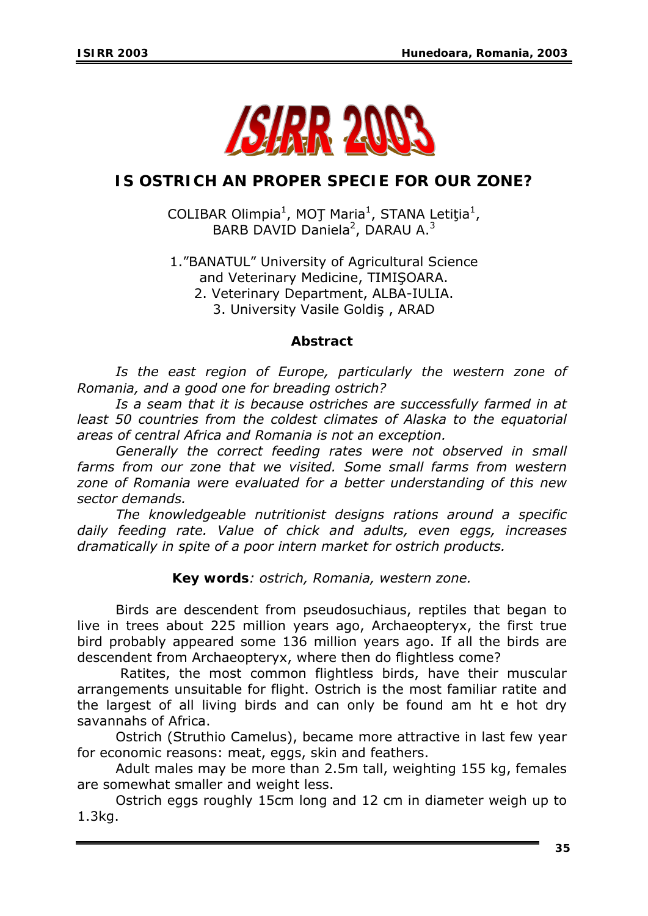# ISIRR 2003

## IS OSTRICH AN PROPER SPECIE FOR OUR ZONE?

COLIBAR Olimpia[1], MOŢ Maria[1], STANA Letiţia[1], BARB DAVID Daniela[2], DARAU A.[3]

1."BANATUL" University of Agricultural Science and Veterinary Medicine, TIMIŞOARA.
2. Veterinary Department, ALBA-IULIA.
3. University Vasile Goldiş , ARAD

### Abstract

*Is the east region of Europe, particularly the western zone of Romania, and a good one for breading ostrich?*

*Is a seam that it is because ostriches are successfully farmed in at least 50 countries from the coldest climates of Alaska to the equatorial areas of central Africa and Romania is not an exception.*

*Generally the correct feeding rates were not observed in small farms from our zone that we visited. Some small farms from western zone of Romania were evaluated for a better understanding of this new sector demands.*

*The knowledgeable nutritionist designs rations around a specific daily feeding rate. Value of chick and adults, even eggs, increases dramatically in spite of a poor intern market for ostrich products.*

**Key words***: ostrich, Romania, western zone.*

Birds are descendent from pseudosuchiaus, reptiles that began to live in trees about 225 million years ago, Archaeopteryx, the first true bird probably appeared some 136 million years ago. If all the birds are descendent from Archaeopteryx, where then do flightless come?

Ratites, the most common flightless birds, have their muscular arrangements unsuitable for flight. Ostrich is the most familiar ratite and the largest of all living birds and can only be found am ht e hot dry savannahs of Africa.

Ostrich (Struthio Camelus), became more attractive in last few year for economic reasons: meat, eggs, skin and feathers.

Adult males may be more than 2.5m tall, weighting 155 kg, females are somewhat smaller and weight less.

Ostrich eggs roughly 15cm long and 12 cm in diameter weigh up to 1.3kg.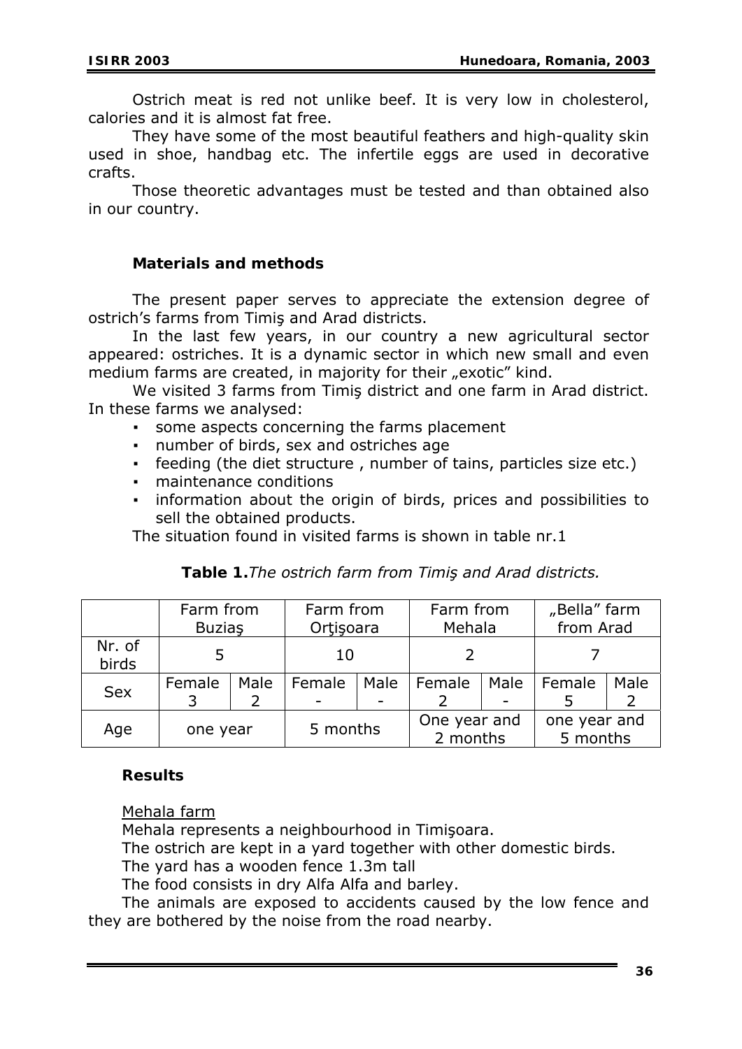Ostrich meat is red not unlike beef. It is very low in cholesterol, calories and it is almost fat free.

They have some of the most beautiful feathers and high-quality skin used in shoe, handbag etc. The infertile eggs are used in decorative crafts.

Those theoretic advantages must be tested and than obtained also in our country.

## Materials and methods

The present paper serves to appreciate the extension degree of ostrich's farms from Timiş and Arad districts.

In the last few years, in our country a new agricultural sector appeared: ostriches. It is a dynamic sector in which new small and even medium farms are created, in majority for their „exotic" kind.

We visited 3 farms from Timiş district and one farm in Arad district. In these farms we analysed:

- some aspects concerning the farms placement
- number of birds, sex and ostriches age
- feeding (the diet structure , number of tains, particles size etc.)
- maintenance conditions
- information about the origin of birds, prices and possibilities to sell the obtained products.

The situation found in visited farms is shown in table nr.1

**Table 1.** *The ostrich farm from Timiş and Arad districts.*

| | Farm from Buziaş | | Farm from Orţişoara | | Farm from Mehala | | „Bella" farm from Arad | |
|---|---|---|---|---|---|---|---|---|
| Nr. of birds | 5 | | 10 | | 2 | | 7 | |
| Sex | Female 3 | Male 2 | Female - | Male - | Female 2 | Male - | Female 5 | Male 2 |
| Age | one year | | 5 months | | One year and 2 months | | one year and 5 months | |

## Results

Mehala farm

Mehala represents a neighbourhood in Timişoara.

The ostrich are kept in a yard together with other domestic birds.

The yard has a wooden fence 1.3m tall

The food consists in dry Alfa Alfa and barley.

The animals are exposed to accidents caused by the low fence and they are bothered by the noise from the road nearby.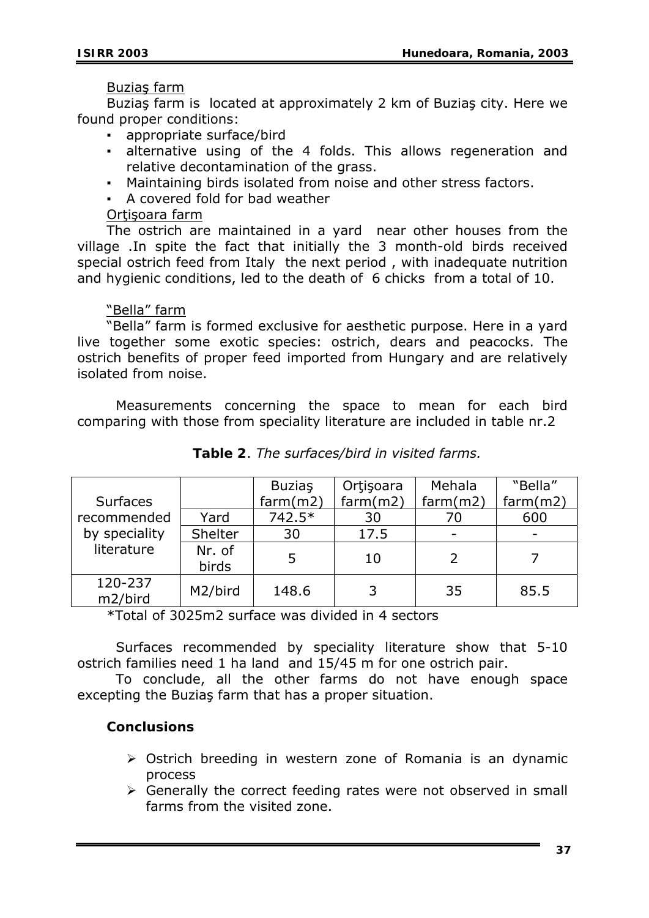Buziaş farm

Buziaş farm is located at approximately 2 km of Buziaş city. Here we found proper conditions:

- appropriate surface/bird
- alternative using of the 4 folds. This allows regeneration and relative decontamination of the grass.
- Maintaining birds isolated from noise and other stress factors.
- A covered fold for bad weather

Orţişoara farm

The ostrich are maintained in a yard near other houses from the village .In spite the fact that initially the 3 month-old birds received special ostrich feed from Italy the next period , with inadequate nutrition and hygienic conditions, led to the death of 6 chicks from a total of 10.

"Bella" farm

"Bella" farm is formed exclusive for aesthetic purpose. Here in a yard live together some exotic species: ostrich, dears and peacocks. The ostrich benefits of proper feed imported from Hungary and are relatively isolated from noise.

Measurements concerning the space to mean for each bird comparing with those from speciality literature are included in table nr.2

**Table 2**. *The surfaces/bird in visited farms.*

| Surfaces recommended by speciality literature | | Buziaş farm(m2) | Orţişoara farm(m2) | Mehala farm(m2) | "Bella" farm(m2) |
|---|---|---|---|---|---|
| | Yard | 742.5* | 30 | 70 | 600 |
| | Shelter | 30 | 17.5 | - | - |
| | Nr. of birds | 5 | 10 | 2 | 7 |
| 120-237 m2/bird | M2/bird | 148.6 | 3 | 35 | 85.5 |

*Total of 3025m2 surface was divided in 4 sectors

Surfaces recommended by speciality literature show that 5-10 ostrich families need 1 ha land and 15/45 m for one ostrich pair.

To conclude, all the other farms do not have enough space excepting the Buziaş farm that has a proper situation.

**Conclusions**

- Ostrich breeding in western zone of Romania is an dynamic process
- Generally the correct feeding rates were not observed in small farms from the visited zone.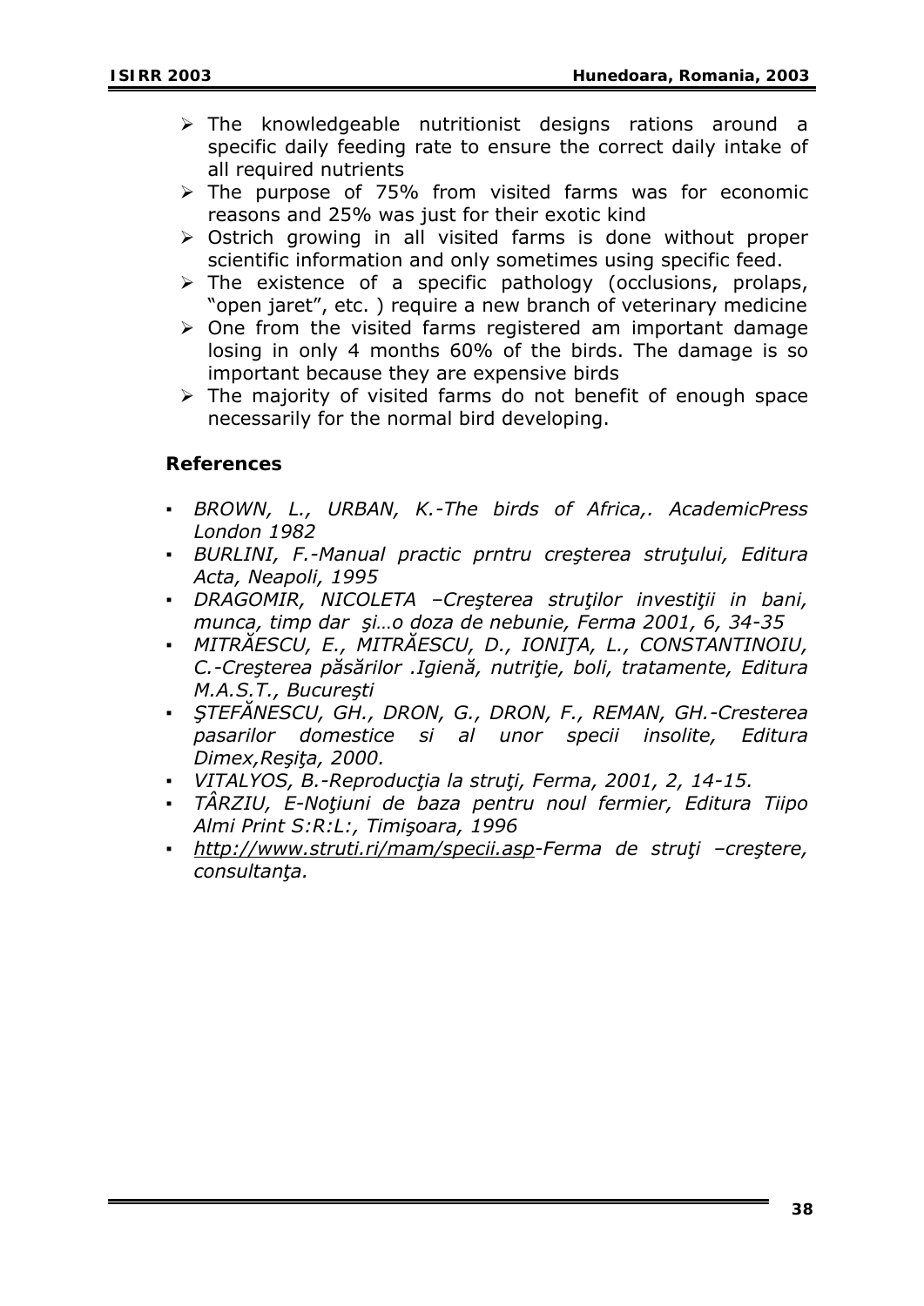- The knowledgeable nutritionist designs rations around a specific daily feeding rate to ensure the correct daily intake of all required nutrients
- The purpose of 75% from visited farms was for economic reasons and 25% was just for their exotic kind
- Ostrich growing in all visited farms is done without proper scientific information and only sometimes using specific feed.
- The existence of a specific pathology (occlusions, prolaps, "open jaret", etc. ) require a new branch of veterinary medicine
- One from the visited farms registered am important damage losing in only 4 months 60% of the birds. The damage is so important because they are expensive birds
- The majority of visited farms do not benefit of enough space necessarily for the normal bird developing.

### References

- *BROWN, L., URBAN, K.-The birds of Africa,. AcademicPress London 1982*
- *BURLINI, F.-Manual practic prntru creşterea struţului, Editura Acta, Neapoli, 1995*
- *DRAGOMIR, NICOLETA –Creşterea struţilor investiţii in bani, munca, timp dar şi…o doza de nebunie, Ferma 2001, 6, 34-35*
- *MITRĂESCU, E., MITRĂESCU, D., IONIŢA, L., CONSTANTINOIU, C.-Creşterea păsărilor .Igienă, nutriţie, boli, tratamente, Editura M.A.S.T., Bucureşti*
- *ŞTEFĂNESCU, GH., DRON, G., DRON, F., REMAN, GH.-Cresterea pasarilor domestice si al unor specii insolite, Editura Dimex,Reşiţa, 2000.*
- *VITALYOS, B.-Reproducţia la struţi, Ferma, 2001, 2, 14-15.*
- *TÂRZIU, E-Noţiuni de baza pentru noul fermier, Editura Tiipo Almi Print S:R:L:, Timişoara, 1996*
- http://www.struti.ri/mam/specii.asp*-Ferma de struţi –creştere, consultanţa.*